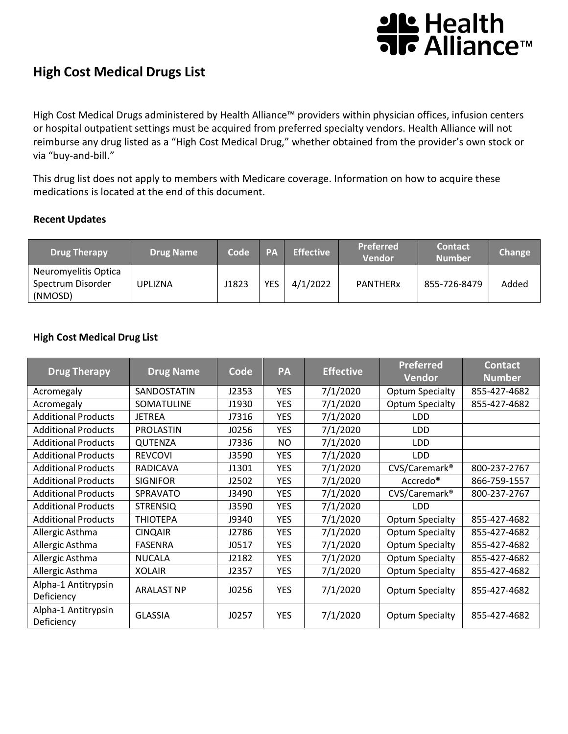# High Cost Medical Drugs List

High Cost Medical Drugs administered by Health Alliance™ providers within physician offices, infusion centers or hospital outpatient settings must be acquired from preferred specialty vendors. Health Alliance will not reimburse any drug listed as a "High Cost Medical Drug," whether obtained from the provider's own stock or via "buy-and-bill."

This drug list does not apply to members with Medicare coverage. Information on how to acquire these medications is located at the end of this document.

### Recent Updates

| Drug Therapy | Drug Name | Code | PA | Effective | Preferred Vendor | Contact Number | Change |
|---|---|---|---|---|---|---|---|
| Neuromyelitis Optica Spectrum Disorder (NMOSD) | UPLIZNA | J1823 | YES | 4/1/2022 | PANTHERx | 855-726-8479 | Added |

### High Cost Medical Drug List

| Drug Therapy | Drug Name | Code | PA | Effective | Preferred Vendor | Contact Number |
|---|---|---|---|---|---|---|
| Acromegaly | SANDOSTATIN | J2353 | YES | 7/1/2020 | Optum Specialty | 855-427-4682 |
| Acromegaly | SOMATULINE | J1930 | YES | 7/1/2020 | Optum Specialty | 855-427-4682 |
| Additional Products | JETREA | J7316 | YES | 7/1/2020 | LDD | |
| Additional Products | PROLASTIN | J0256 | YES | 7/1/2020 | LDD | |
| Additional Products | QUTENZA | J7336 | NO | 7/1/2020 | LDD | |
| Additional Products | REVCOVI | J3590 | YES | 7/1/2020 | LDD | |
| Additional Products | RADICAVA | J1301 | YES | 7/1/2020 | CVS/Caremark® | 800-237-2767 |
| Additional Products | SIGNIFOR | J2502 | YES | 7/1/2020 | Accredo® | 866-759-1557 |
| Additional Products | SPRAVATO | J3490 | YES | 7/1/2020 | CVS/Caremark® | 800-237-2767 |
| Additional Products | STRENSIQ | J3590 | YES | 7/1/2020 | LDD | |
| Additional Products | THIOTEPA | J9340 | YES | 7/1/2020 | Optum Specialty | 855-427-4682 |
| Allergic Asthma | CINQAIR | J2786 | YES | 7/1/2020 | Optum Specialty | 855-427-4682 |
| Allergic Asthma | FASENRA | J0517 | YES | 7/1/2020 | Optum Specialty | 855-427-4682 |
| Allergic Asthma | NUCALA | J2182 | YES | 7/1/2020 | Optum Specialty | 855-427-4682 |
| Allergic Asthma | XOLAIR | J2357 | YES | 7/1/2020 | Optum Specialty | 855-427-4682 |
| Alpha-1 Antitrypsin Deficiency | ARALAST NP | J0256 | YES | 7/1/2020 | Optum Specialty | 855-427-4682 |
| Alpha-1 Antitrypsin Deficiency | GLASSIA | J0257 | YES | 7/1/2020 | Optum Specialty | 855-427-4682 |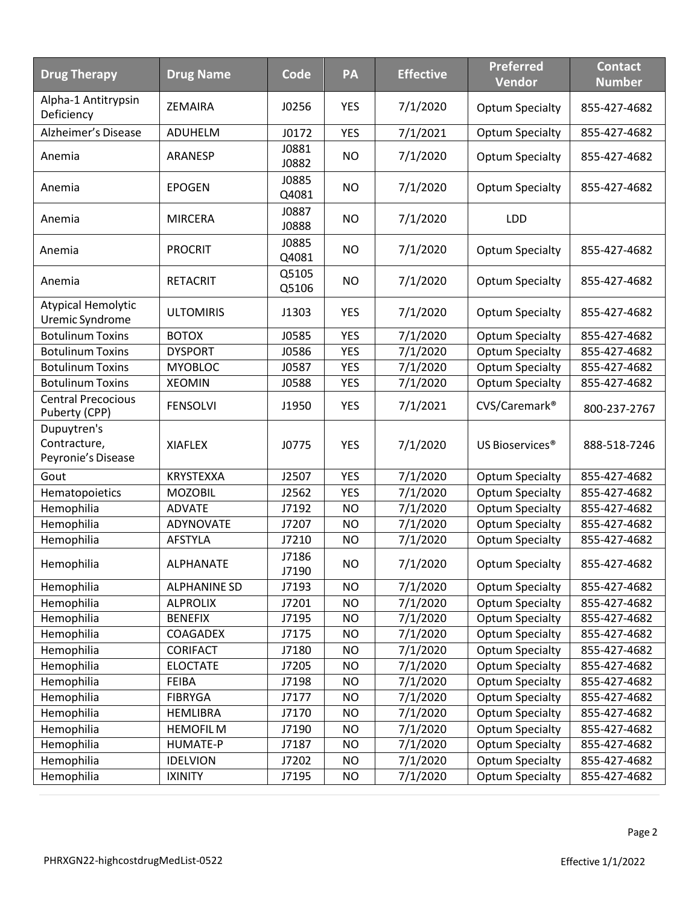| Drug Therapy | Drug Name | Code | PA | Effective | Preferred Vendor | Contact Number |
|---|---|---|---|---|---|---|
| Alpha-1 Antitrypsin Deficiency | ZEMAIRA | J0256 | YES | 7/1/2020 | Optum Specialty | 855-427-4682 |
| Alzheimer's Disease | ADUHELM | J0172 | YES | 7/1/2021 | Optum Specialty | 855-427-4682 |
| Anemia | ARANESP | J0881 J0882 | NO | 7/1/2020 | Optum Specialty | 855-427-4682 |
| Anemia | EPOGEN | J0885 Q4081 | NO | 7/1/2020 | Optum Specialty | 855-427-4682 |
| Anemia | MIRCERA | J0887 J0888 | NO | 7/1/2020 | LDD | |
| Anemia | PROCRIT | J0885 Q4081 | NO | 7/1/2020 | Optum Specialty | 855-427-4682 |
| Anemia | RETACRIT | Q5105 Q5106 | NO | 7/1/2020 | Optum Specialty | 855-427-4682 |
| Atypical Hemolytic Uremic Syndrome | ULTOMIRIS | J1303 | YES | 7/1/2020 | Optum Specialty | 855-427-4682 |
| Botulinum Toxins | BOTOX | J0585 | YES | 7/1/2020 | Optum Specialty | 855-427-4682 |
| Botulinum Toxins | DYSPORT | J0586 | YES | 7/1/2020 | Optum Specialty | 855-427-4682 |
| Botulinum Toxins | MYOBLOC | J0587 | YES | 7/1/2020 | Optum Specialty | 855-427-4682 |
| Botulinum Toxins | XEOMIN | J0588 | YES | 7/1/2020 | Optum Specialty | 855-427-4682 |
| Central Precocious Puberty (CPP) | FENSOLVI | J1950 | YES | 7/1/2021 | CVS/Caremark® | 800-237-2767 |
| Dupuytren's Contracture, Peyronie's Disease | XIAFLEX | J0775 | YES | 7/1/2020 | US Bioservices® | 888-518-7246 |
| Gout | KRYSTEXXA | J2507 | YES | 7/1/2020 | Optum Specialty | 855-427-4682 |
| Hematopoietics | MOZOBIL | J2562 | YES | 7/1/2020 | Optum Specialty | 855-427-4682 |
| Hemophilia | ADVATE | J7192 | NO | 7/1/2020 | Optum Specialty | 855-427-4682 |
| Hemophilia | ADYNOVATE | J7207 | NO | 7/1/2020 | Optum Specialty | 855-427-4682 |
| Hemophilia | AFSTYLA | J7210 | NO | 7/1/2020 | Optum Specialty | 855-427-4682 |
| Hemophilia | ALPHANATE | J7186 J7190 | NO | 7/1/2020 | Optum Specialty | 855-427-4682 |
| Hemophilia | ALPHANINE SD | J7193 | NO | 7/1/2020 | Optum Specialty | 855-427-4682 |
| Hemophilia | ALPROLIX | J7201 | NO | 7/1/2020 | Optum Specialty | 855-427-4682 |
| Hemophilia | BENEFIX | J7195 | NO | 7/1/2020 | Optum Specialty | 855-427-4682 |
| Hemophilia | COAGADEX | J7175 | NO | 7/1/2020 | Optum Specialty | 855-427-4682 |
| Hemophilia | CORIFACT | J7180 | NO | 7/1/2020 | Optum Specialty | 855-427-4682 |
| Hemophilia | ELOCTATE | J7205 | NO | 7/1/2020 | Optum Specialty | 855-427-4682 |
| Hemophilia | FEIBA | J7198 | NO | 7/1/2020 | Optum Specialty | 855-427-4682 |
| Hemophilia | FIBRYGA | J7177 | NO | 7/1/2020 | Optum Specialty | 855-427-4682 |
| Hemophilia | HEMLIBRA | J7170 | NO | 7/1/2020 | Optum Specialty | 855-427-4682 |
| Hemophilia | HEMOFIL M | J7190 | NO | 7/1/2020 | Optum Specialty | 855-427-4682 |
| Hemophilia | HUMATE-P | J7187 | NO | 7/1/2020 | Optum Specialty | 855-427-4682 |
| Hemophilia | IDELVION | J7202 | NO | 7/1/2020 | Optum Specialty | 855-427-4682 |
| Hemophilia | IXINITY | J7195 | NO | 7/1/2020 | Optum Specialty | 855-427-4682 |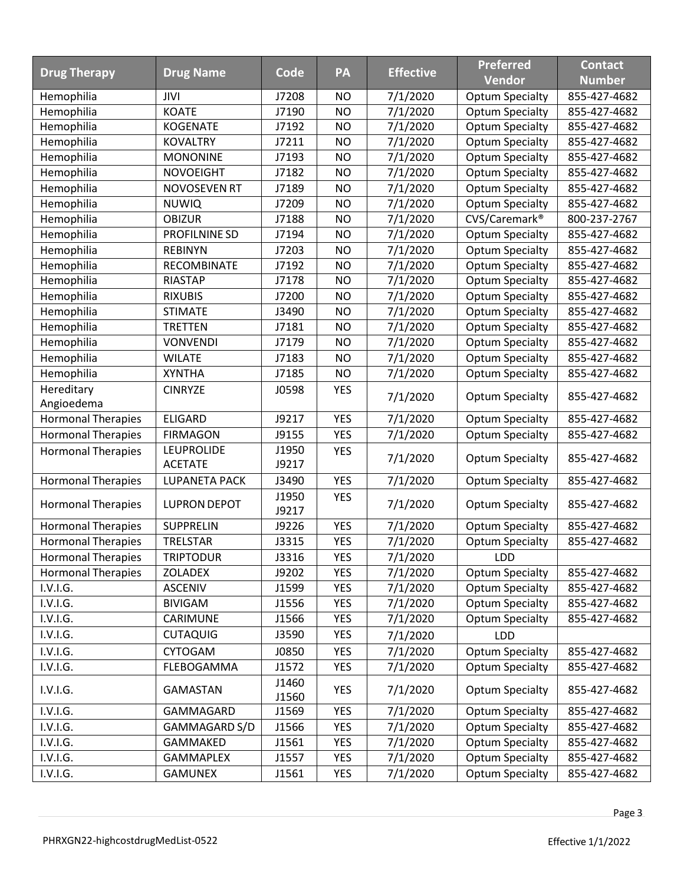| Drug Therapy | Drug Name | Code | PA | Effective | Preferred Vendor | Contact Number |
| --- | --- | --- | --- | --- | --- | --- |
| Hemophilia | JIVI | J7208 | NO | 7/1/2020 | Optum Specialty | 855-427-4682 |
| Hemophilia | KOATE | J7190 | NO | 7/1/2020 | Optum Specialty | 855-427-4682 |
| Hemophilia | KOGENATE | J7192 | NO | 7/1/2020 | Optum Specialty | 855-427-4682 |
| Hemophilia | KOVALTRY | J7211 | NO | 7/1/2020 | Optum Specialty | 855-427-4682 |
| Hemophilia | MONONINE | J7193 | NO | 7/1/2020 | Optum Specialty | 855-427-4682 |
| Hemophilia | NOVOEIGHT | J7182 | NO | 7/1/2020 | Optum Specialty | 855-427-4682 |
| Hemophilia | NOVOSEVEN RT | J7189 | NO | 7/1/2020 | Optum Specialty | 855-427-4682 |
| Hemophilia | NUWIQ | J7209 | NO | 7/1/2020 | Optum Specialty | 855-427-4682 |
| Hemophilia | OBIZUR | J7188 | NO | 7/1/2020 | CVS/Caremark® | 800-237-2767 |
| Hemophilia | PROFILNINE SD | J7194 | NO | 7/1/2020 | Optum Specialty | 855-427-4682 |
| Hemophilia | REBINYN | J7203 | NO | 7/1/2020 | Optum Specialty | 855-427-4682 |
| Hemophilia | RECOMBINATE | J7192 | NO | 7/1/2020 | Optum Specialty | 855-427-4682 |
| Hemophilia | RIASTAP | J7178 | NO | 7/1/2020 | Optum Specialty | 855-427-4682 |
| Hemophilia | RIXUBIS | J7200 | NO | 7/1/2020 | Optum Specialty | 855-427-4682 |
| Hemophilia | STIMATE | J3490 | NO | 7/1/2020 | Optum Specialty | 855-427-4682 |
| Hemophilia | TRETTEN | J7181 | NO | 7/1/2020 | Optum Specialty | 855-427-4682 |
| Hemophilia | VONVENDI | J7179 | NO | 7/1/2020 | Optum Specialty | 855-427-4682 |
| Hemophilia | WILATE | J7183 | NO | 7/1/2020 | Optum Specialty | 855-427-4682 |
| Hemophilia | XYNTHA | J7185 | NO | 7/1/2020 | Optum Specialty | 855-427-4682 |
| Hereditary Angioedema | CINRYZE | J0598 | YES | 7/1/2020 | Optum Specialty | 855-427-4682 |
| Hormonal Therapies | ELIGARD | J9217 | YES | 7/1/2020 | Optum Specialty | 855-427-4682 |
| Hormonal Therapies | FIRMAGON | J9155 | YES | 7/1/2020 | Optum Specialty | 855-427-4682 |
| Hormonal Therapies | LEUPROLIDE ACETATE | J1950 J9217 | YES | 7/1/2020 | Optum Specialty | 855-427-4682 |
| Hormonal Therapies | LUPANETA PACK | J3490 | YES | 7/1/2020 | Optum Specialty | 855-427-4682 |
| Hormonal Therapies | LUPRON DEPOT | J1950 J9217 | YES | 7/1/2020 | Optum Specialty | 855-427-4682 |
| Hormonal Therapies | SUPPRELIN | J9226 | YES | 7/1/2020 | Optum Specialty | 855-427-4682 |
| Hormonal Therapies | TRELSTAR | J3315 | YES | 7/1/2020 | Optum Specialty | 855-427-4682 |
| Hormonal Therapies | TRIPTODUR | J3316 | YES | 7/1/2020 | LDD | |
| Hormonal Therapies | ZOLADEX | J9202 | YES | 7/1/2020 | Optum Specialty | 855-427-4682 |
| I.V.I.G. | ASCENIV | J1599 | YES | 7/1/2020 | Optum Specialty | 855-427-4682 |
| I.V.I.G. | BIVIGAM | J1556 | YES | 7/1/2020 | Optum Specialty | 855-427-4682 |
| I.V.I.G. | CARIMUNE | J1566 | YES | 7/1/2020 | Optum Specialty | 855-427-4682 |
| I.V.I.G. | CUTAQUIG | J3590 | YES | 7/1/2020 | LDD | |
| I.V.I.G. | CYTOGAM | J0850 | YES | 7/1/2020 | Optum Specialty | 855-427-4682 |
| I.V.I.G. | FLEBOGAMMA | J1572 | YES | 7/1/2020 | Optum Specialty | 855-427-4682 |
| I.V.I.G. | GAMASTAN | J1460 J1560 | YES | 7/1/2020 | Optum Specialty | 855-427-4682 |
| I.V.I.G. | GAMMAGARD | J1569 | YES | 7/1/2020 | Optum Specialty | 855-427-4682 |
| I.V.I.G. | GAMMAGARD S/D | J1566 | YES | 7/1/2020 | Optum Specialty | 855-427-4682 |
| I.V.I.G. | GAMMAKED | J1561 | YES | 7/1/2020 | Optum Specialty | 855-427-4682 |
| I.V.I.G. | GAMMAPLEX | J1557 | YES | 7/1/2020 | Optum Specialty | 855-427-4682 |
| I.V.I.G. | GAMUNEX | J1561 | YES | 7/1/2020 | Optum Specialty | 855-427-4682 |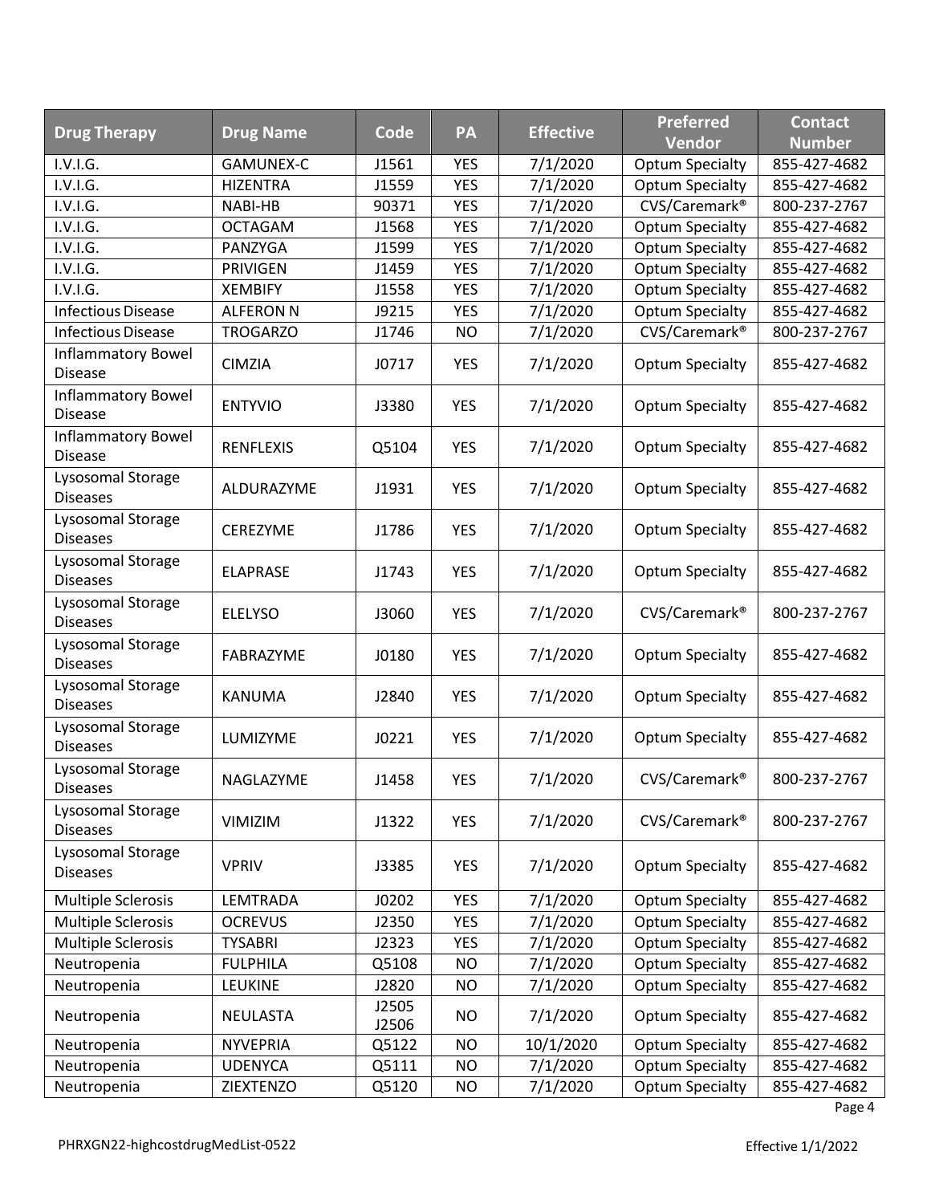| Drug Therapy | Drug Name | Code | PA | Effective | Preferred Vendor | Contact Number |
|---|---|---|---|---|---|---|
| I.V.I.G. | GAMUNEX-C | J1561 | YES | 7/1/2020 | Optum Specialty | 855-427-4682 |
| I.V.I.G. | HIZENTRA | J1559 | YES | 7/1/2020 | Optum Specialty | 855-427-4682 |
| I.V.I.G. | NABI-HB | 90371 | YES | 7/1/2020 | CVS/Caremark® | 800-237-2767 |
| I.V.I.G. | OCTAGAM | J1568 | YES | 7/1/2020 | Optum Specialty | 855-427-4682 |
| I.V.I.G. | PANZYGA | J1599 | YES | 7/1/2020 | Optum Specialty | 855-427-4682 |
| I.V.I.G. | PRIVIGEN | J1459 | YES | 7/1/2020 | Optum Specialty | 855-427-4682 |
| I.V.I.G. | XEMBIFY | J1558 | YES | 7/1/2020 | Optum Specialty | 855-427-4682 |
| Infectious Disease | ALFERON N | J9215 | YES | 7/1/2020 | Optum Specialty | 855-427-4682 |
| Infectious Disease | TROGARZO | J1746 | NO | 7/1/2020 | CVS/Caremark® | 800-237-2767 |
| Inflammatory Bowel Disease | CIMZIA | J0717 | YES | 7/1/2020 | Optum Specialty | 855-427-4682 |
| Inflammatory Bowel Disease | ENTYVIO | J3380 | YES | 7/1/2020 | Optum Specialty | 855-427-4682 |
| Inflammatory Bowel Disease | RENFLEXIS | Q5104 | YES | 7/1/2020 | Optum Specialty | 855-427-4682 |
| Lysosomal Storage Diseases | ALDURAZYME | J1931 | YES | 7/1/2020 | Optum Specialty | 855-427-4682 |
| Lysosomal Storage Diseases | CEREZYME | J1786 | YES | 7/1/2020 | Optum Specialty | 855-427-4682 |
| Lysosomal Storage Diseases | ELAPRASE | J1743 | YES | 7/1/2020 | Optum Specialty | 855-427-4682 |
| Lysosomal Storage Diseases | ELELYSO | J3060 | YES | 7/1/2020 | CVS/Caremark® | 800-237-2767 |
| Lysosomal Storage Diseases | FABRAZYME | J0180 | YES | 7/1/2020 | Optum Specialty | 855-427-4682 |
| Lysosomal Storage Diseases | KANUMA | J2840 | YES | 7/1/2020 | Optum Specialty | 855-427-4682 |
| Lysosomal Storage Diseases | LUMIZYME | J0221 | YES | 7/1/2020 | Optum Specialty | 855-427-4682 |
| Lysosomal Storage Diseases | NAGLAZYME | J1458 | YES | 7/1/2020 | CVS/Caremark® | 800-237-2767 |
| Lysosomal Storage Diseases | VIMIZIM | J1322 | YES | 7/1/2020 | CVS/Caremark® | 800-237-2767 |
| Lysosomal Storage Diseases | VPRIV | J3385 | YES | 7/1/2020 | Optum Specialty | 855-427-4682 |
| Multiple Sclerosis | LEMTRADA | J0202 | YES | 7/1/2020 | Optum Specialty | 855-427-4682 |
| Multiple Sclerosis | OCREVUS | J2350 | YES | 7/1/2020 | Optum Specialty | 855-427-4682 |
| Multiple Sclerosis | TYSABRI | J2323 | YES | 7/1/2020 | Optum Specialty | 855-427-4682 |
| Neutropenia | FULPHILA | Q5108 | NO | 7/1/2020 | Optum Specialty | 855-427-4682 |
| Neutropenia | LEUKINE | J2820 | NO | 7/1/2020 | Optum Specialty | 855-427-4682 |
| Neutropenia | NEULASTA | J2505 J2506 | NO | 7/1/2020 | Optum Specialty | 855-427-4682 |
| Neutropenia | NYVEPRIA | Q5122 | NO | 10/1/2020 | Optum Specialty | 855-427-4682 |
| Neutropenia | UDENYCA | Q5111 | NO | 7/1/2020 | Optum Specialty | 855-427-4682 |
| Neutropenia | ZIEXTENZO | Q5120 | NO | 7/1/2020 | Optum Specialty | 855-427-4682 |

PHRXGN22-highcostdrugMedList-0522 Effective 1/1/2022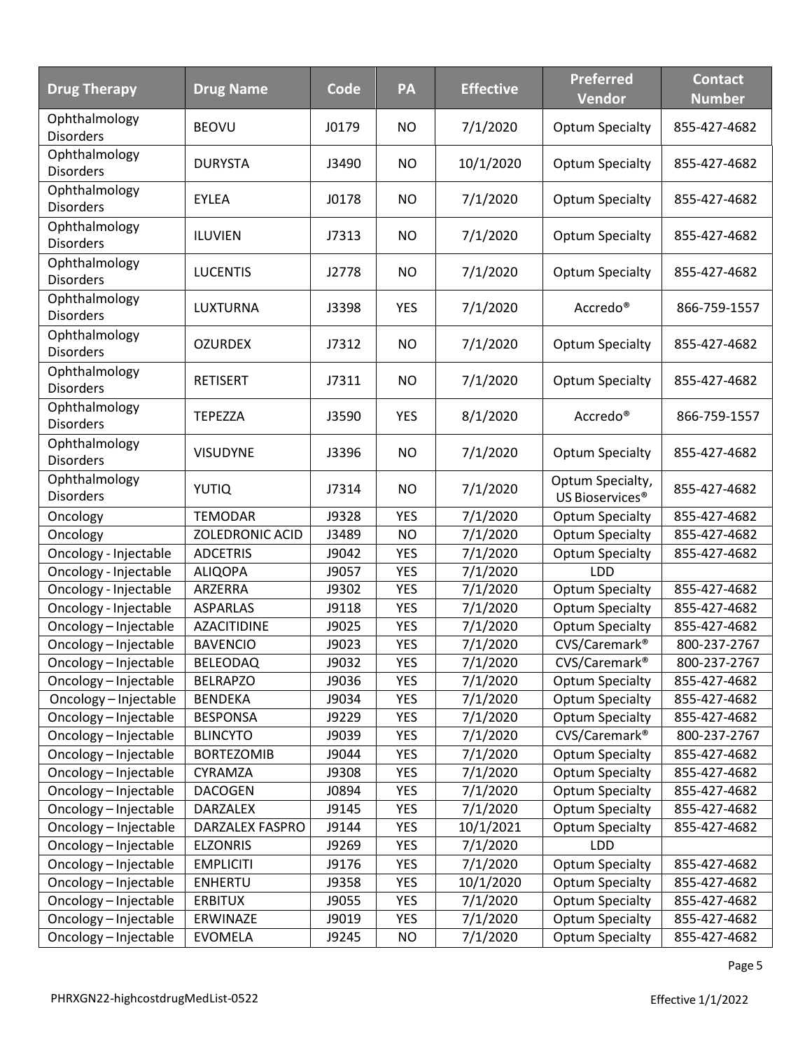| Drug Therapy | Drug Name | Code | PA | Effective | Preferred Vendor | Contact Number |
|---|---|---|---|---|---|---|
| Ophthalmology Disorders | BEOVU | J0179 | NO | 7/1/2020 | Optum Specialty | 855-427-4682 |
| Ophthalmology Disorders | DURYSTA | J3490 | NO | 10/1/2020 | Optum Specialty | 855-427-4682 |
| Ophthalmology Disorders | EYLEA | J0178 | NO | 7/1/2020 | Optum Specialty | 855-427-4682 |
| Ophthalmology Disorders | ILUVIEN | J7313 | NO | 7/1/2020 | Optum Specialty | 855-427-4682 |
| Ophthalmology Disorders | LUCENTIS | J2778 | NO | 7/1/2020 | Optum Specialty | 855-427-4682 |
| Ophthalmology Disorders | LUXTURNA | J3398 | YES | 7/1/2020 | Accredo® | 866-759-1557 |
| Ophthalmology Disorders | OZURDEX | J7312 | NO | 7/1/2020 | Optum Specialty | 855-427-4682 |
| Ophthalmology Disorders | RETISERT | J7311 | NO | 7/1/2020 | Optum Specialty | 855-427-4682 |
| Ophthalmology Disorders | TEPEZZA | J3590 | YES | 8/1/2020 | Accredo® | 866-759-1557 |
| Ophthalmology Disorders | VISUDYNE | J3396 | NO | 7/1/2020 | Optum Specialty | 855-427-4682 |
| Ophthalmology Disorders | YUTIQ | J7314 | NO | 7/1/2020 | Optum Specialty, US Bioservices® | 855-427-4682 |
| Oncology | TEMODAR | J9328 | YES | 7/1/2020 | Optum Specialty | 855-427-4682 |
| Oncology | ZOLEDRONIC ACID | J3489 | NO | 7/1/2020 | Optum Specialty | 855-427-4682 |
| Oncology - Injectable | ADCETRIS | J9042 | YES | 7/1/2020 | Optum Specialty | 855-427-4682 |
| Oncology - Injectable | ALIQOPA | J9057 | YES | 7/1/2020 | LDD | |
| Oncology - Injectable | ARZERRA | J9302 | YES | 7/1/2020 | Optum Specialty | 855-427-4682 |
| Oncology - Injectable | ASPARLAS | J9118 | YES | 7/1/2020 | Optum Specialty | 855-427-4682 |
| Oncology – Injectable | AZACITIDINE | J9025 | YES | 7/1/2020 | Optum Specialty | 855-427-4682 |
| Oncology – Injectable | BAVENCIO | J9023 | YES | 7/1/2020 | CVS/Caremark® | 800-237-2767 |
| Oncology – Injectable | BELEODAQ | J9032 | YES | 7/1/2020 | CVS/Caremark® | 800-237-2767 |
| Oncology – Injectable | BELRAPZO | J9036 | YES | 7/1/2020 | Optum Specialty | 855-427-4682 |
| Oncology – Injectable | BENDEKA | J9034 | YES | 7/1/2020 | Optum Specialty | 855-427-4682 |
| Oncology – Injectable | BESPONSA | J9229 | YES | 7/1/2020 | Optum Specialty | 855-427-4682 |
| Oncology – Injectable | BLINCYTO | J9039 | YES | 7/1/2020 | CVS/Caremark® | 800-237-2767 |
| Oncology – Injectable | BORTEZOMIB | J9044 | YES | 7/1/2020 | Optum Specialty | 855-427-4682 |
| Oncology – Injectable | CYRAMZA | J9308 | YES | 7/1/2020 | Optum Specialty | 855-427-4682 |
| Oncology – Injectable | DACOGEN | J0894 | YES | 7/1/2020 | Optum Specialty | 855-427-4682 |
| Oncology – Injectable | DARZALEX | J9145 | YES | 7/1/2020 | Optum Specialty | 855-427-4682 |
| Oncology – Injectable | DARZALEX FASPRO | J9144 | YES | 10/1/2021 | Optum Specialty | 855-427-4682 |
| Oncology – Injectable | ELZONRIS | J9269 | YES | 7/1/2020 | LDD | |
| Oncology – Injectable | EMPLICITI | J9176 | YES | 7/1/2020 | Optum Specialty | 855-427-4682 |
| Oncology – Injectable | ENHERTU | J9358 | YES | 10/1/2020 | Optum Specialty | 855-427-4682 |
| Oncology – Injectable | ERBITUX | J9055 | YES | 7/1/2020 | Optum Specialty | 855-427-4682 |
| Oncology – Injectable | ERWINAZE | J9019 | YES | 7/1/2020 | Optum Specialty | 855-427-4682 |
| Oncology – Injectable | EVOMELA | J9245 | NO | 7/1/2020 | Optum Specialty | 855-427-4682 |

PHRXGN22-highcostdrugMedList-0522

Effective 1/1/2022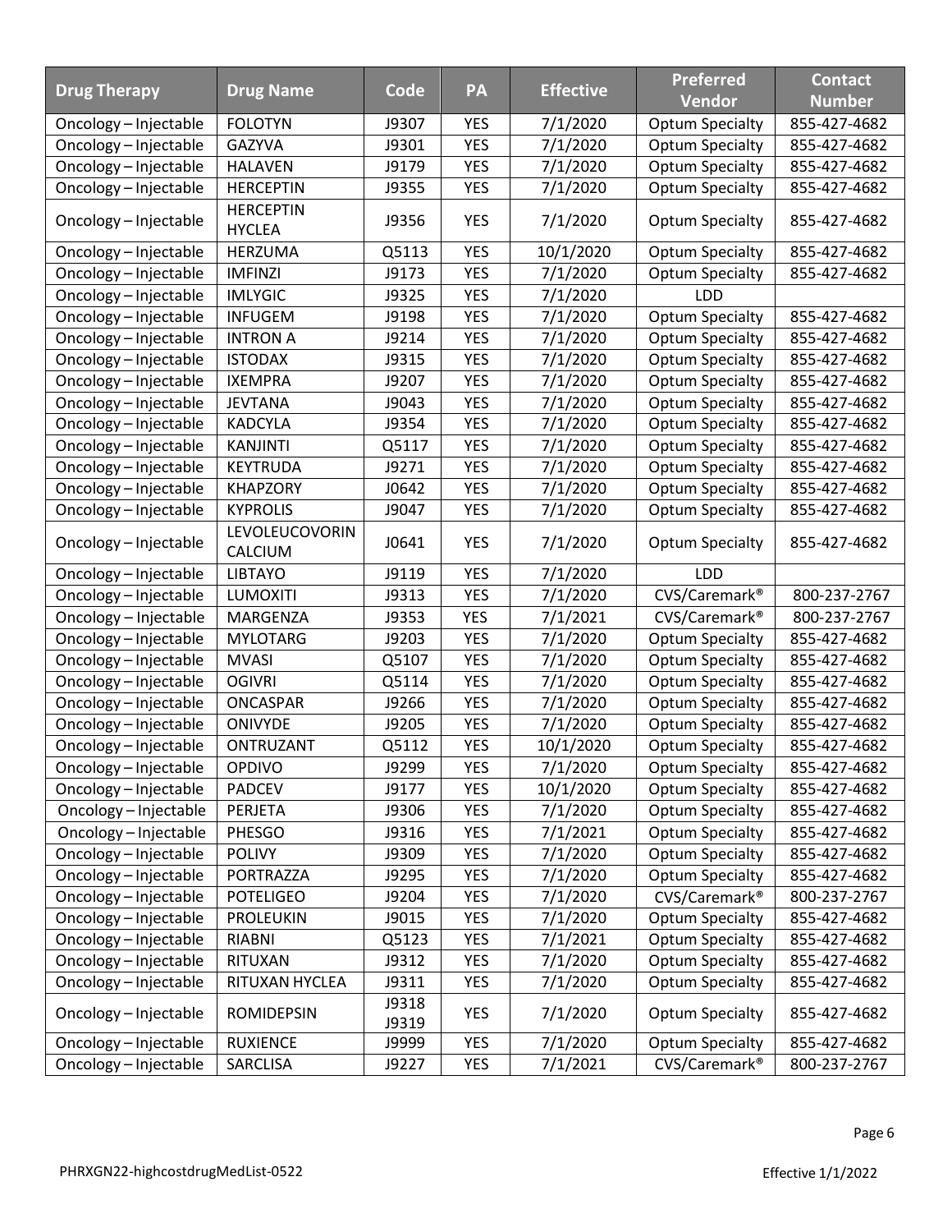| Drug Therapy | Drug Name | Code | PA | Effective | Preferred Vendor | Contact Number |
|---|---|---|---|---|---|---|
| Oncology – Injectable | FOLOTYN | J9307 | YES | 7/1/2020 | Optum Specialty | 855-427-4682 |
| Oncology – Injectable | GAZYVA | J9301 | YES | 7/1/2020 | Optum Specialty | 855-427-4682 |
| Oncology – Injectable | HALAVEN | J9179 | YES | 7/1/2020 | Optum Specialty | 855-427-4682 |
| Oncology – Injectable | HERCEPTIN | J9355 | YES | 7/1/2020 | Optum Specialty | 855-427-4682 |
| Oncology – Injectable | HERCEPTIN HYCLEA | J9356 | YES | 7/1/2020 | Optum Specialty | 855-427-4682 |
| Oncology – Injectable | HERZUMA | Q5113 | YES | 10/1/2020 | Optum Specialty | 855-427-4682 |
| Oncology – Injectable | IMFINZI | J9173 | YES | 7/1/2020 | Optum Specialty | 855-427-4682 |
| Oncology – Injectable | IMLYGIC | J9325 | YES | 7/1/2020 | LDD | |
| Oncology – Injectable | INFUGEM | J9198 | YES | 7/1/2020 | Optum Specialty | 855-427-4682 |
| Oncology – Injectable | INTRON A | J9214 | YES | 7/1/2020 | Optum Specialty | 855-427-4682 |
| Oncology – Injectable | ISTODAX | J9315 | YES | 7/1/2020 | Optum Specialty | 855-427-4682 |
| Oncology – Injectable | IXEMPRA | J9207 | YES | 7/1/2020 | Optum Specialty | 855-427-4682 |
| Oncology – Injectable | JEVTANA | J9043 | YES | 7/1/2020 | Optum Specialty | 855-427-4682 |
| Oncology – Injectable | KADCYLA | J9354 | YES | 7/1/2020 | Optum Specialty | 855-427-4682 |
| Oncology – Injectable | KANJINTI | Q5117 | YES | 7/1/2020 | Optum Specialty | 855-427-4682 |
| Oncology – Injectable | KEYTRUDA | J9271 | YES | 7/1/2020 | Optum Specialty | 855-427-4682 |
| Oncology – Injectable | KHAPZORY | J0642 | YES | 7/1/2020 | Optum Specialty | 855-427-4682 |
| Oncology – Injectable | KYPROLIS | J9047 | YES | 7/1/2020 | Optum Specialty | 855-427-4682 |
| Oncology – Injectable | LEVOLEUCOVORIN CALCIUM | J0641 | YES | 7/1/2020 | Optum Specialty | 855-427-4682 |
| Oncology – Injectable | LIBTAYO | J9119 | YES | 7/1/2020 | LDD | |
| Oncology – Injectable | LUMOXITI | J9313 | YES | 7/1/2020 | CVS/Caremark® | 800-237-2767 |
| Oncology – Injectable | MARGENZA | J9353 | YES | 7/1/2021 | CVS/Caremark® | 800-237-2767 |
| Oncology – Injectable | MYLOTARG | J9203 | YES | 7/1/2020 | Optum Specialty | 855-427-4682 |
| Oncology – Injectable | MVASI | Q5107 | YES | 7/1/2020 | Optum Specialty | 855-427-4682 |
| Oncology – Injectable | OGIVRI | Q5114 | YES | 7/1/2020 | Optum Specialty | 855-427-4682 |
| Oncology – Injectable | ONCASPAR | J9266 | YES | 7/1/2020 | Optum Specialty | 855-427-4682 |
| Oncology – Injectable | ONIVYDE | J9205 | YES | 7/1/2020 | Optum Specialty | 855-427-4682 |
| Oncology – Injectable | ONTRUZANT | Q5112 | YES | 10/1/2020 | Optum Specialty | 855-427-4682 |
| Oncology – Injectable | OPDIVO | J9299 | YES | 7/1/2020 | Optum Specialty | 855-427-4682 |
| Oncology – Injectable | PADCEV | J9177 | YES | 10/1/2020 | Optum Specialty | 855-427-4682 |
| Oncology – Injectable | PERJETA | J9306 | YES | 7/1/2020 | Optum Specialty | 855-427-4682 |
| Oncology – Injectable | PHESGO | J9316 | YES | 7/1/2021 | Optum Specialty | 855-427-4682 |
| Oncology – Injectable | POLIVY | J9309 | YES | 7/1/2020 | Optum Specialty | 855-427-4682 |
| Oncology – Injectable | PORTRAZZA | J9295 | YES | 7/1/2020 | Optum Specialty | 855-427-4682 |
| Oncology – Injectable | POTELIGEO | J9204 | YES | 7/1/2020 | CVS/Caremark® | 800-237-2767 |
| Oncology – Injectable | PROLEUKIN | J9015 | YES | 7/1/2020 | Optum Specialty | 855-427-4682 |
| Oncology – Injectable | RIABNI | Q5123 | YES | 7/1/2021 | Optum Specialty | 855-427-4682 |
| Oncology – Injectable | RITUXAN | J9312 | YES | 7/1/2020 | Optum Specialty | 855-427-4682 |
| Oncology – Injectable | RITUXAN HYCLEA | J9311 | YES | 7/1/2020 | Optum Specialty | 855-427-4682 |
| Oncology – Injectable | ROMIDEPSIN | J9318 J9319 | YES | 7/1/2020 | Optum Specialty | 855-427-4682 |
| Oncology – Injectable | RUXIENCE | J9999 | YES | 7/1/2020 | Optum Specialty | 855-427-4682 |
| Oncology – Injectable | SARCLISA | J9227 | YES | 7/1/2021 | CVS/Caremark® | 800-237-2767 |

PHRXGN22-highcostdrugMedList-0522

Effective 1/1/2022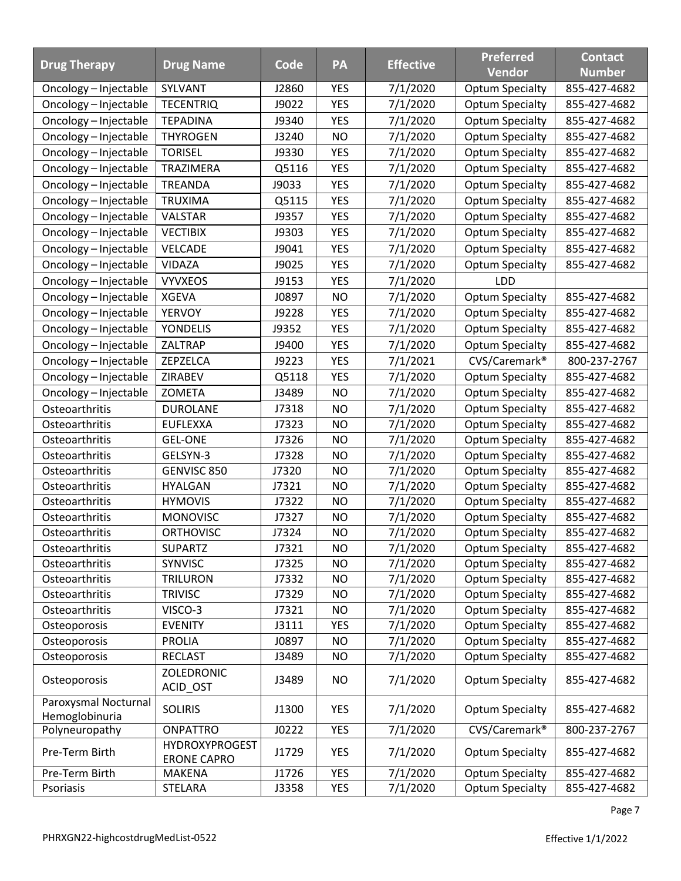| Drug Therapy | Drug Name | Code | PA | Effective | Preferred Vendor | Contact Number |
|---|---|---|---|---|---|---|
| Oncology – Injectable | SYLVANT | J2860 | YES | 7/1/2020 | Optum Specialty | 855-427-4682 |
| Oncology – Injectable | TECENTRIQ | J9022 | YES | 7/1/2020 | Optum Specialty | 855-427-4682 |
| Oncology – Injectable | TEPADINA | J9340 | YES | 7/1/2020 | Optum Specialty | 855-427-4682 |
| Oncology – Injectable | THYROGEN | J3240 | NO | 7/1/2020 | Optum Specialty | 855-427-4682 |
| Oncology – Injectable | TORISEL | J9330 | YES | 7/1/2020 | Optum Specialty | 855-427-4682 |
| Oncology – Injectable | TRAZIMERA | Q5116 | YES | 7/1/2020 | Optum Specialty | 855-427-4682 |
| Oncology – Injectable | TREANDA | J9033 | YES | 7/1/2020 | Optum Specialty | 855-427-4682 |
| Oncology – Injectable | TRUXIMA | Q5115 | YES | 7/1/2020 | Optum Specialty | 855-427-4682 |
| Oncology – Injectable | VALSTAR | J9357 | YES | 7/1/2020 | Optum Specialty | 855-427-4682 |
| Oncology – Injectable | VECTIBIX | J9303 | YES | 7/1/2020 | Optum Specialty | 855-427-4682 |
| Oncology – Injectable | VELCADE | J9041 | YES | 7/1/2020 | Optum Specialty | 855-427-4682 |
| Oncology – Injectable | VIDAZA | J9025 | YES | 7/1/2020 | Optum Specialty | 855-427-4682 |
| Oncology – Injectable | VYVXEOS | J9153 | YES | 7/1/2020 | LDD | |
| Oncology – Injectable | XGEVA | J0897 | NO | 7/1/2020 | Optum Specialty | 855-427-4682 |
| Oncology – Injectable | YERVOY | J9228 | YES | 7/1/2020 | Optum Specialty | 855-427-4682 |
| Oncology – Injectable | YONDELIS | J9352 | YES | 7/1/2020 | Optum Specialty | 855-427-4682 |
| Oncology – Injectable | ZALTRAP | J9400 | YES | 7/1/2020 | Optum Specialty | 855-427-4682 |
| Oncology – Injectable | ZEPZELCA | J9223 | YES | 7/1/2021 | CVS/Caremark® | 800-237-2767 |
| Oncology – Injectable | ZIRABEV | Q5118 | YES | 7/1/2020 | Optum Specialty | 855-427-4682 |
| Oncology – Injectable | ZOMETA | J3489 | NO | 7/1/2020 | Optum Specialty | 855-427-4682 |
| Osteoarthritis | DUROLANE | J7318 | NO | 7/1/2020 | Optum Specialty | 855-427-4682 |
| Osteoarthritis | EUFLEXXA | J7323 | NO | 7/1/2020 | Optum Specialty | 855-427-4682 |
| Osteoarthritis | GEL-ONE | J7326 | NO | 7/1/2020 | Optum Specialty | 855-427-4682 |
| Osteoarthritis | GELSYN-3 | J7328 | NO | 7/1/2020 | Optum Specialty | 855-427-4682 |
| Osteoarthritis | GENVISC 850 | J7320 | NO | 7/1/2020 | Optum Specialty | 855-427-4682 |
| Osteoarthritis | HYALGAN | J7321 | NO | 7/1/2020 | Optum Specialty | 855-427-4682 |
| Osteoarthritis | HYMOVIS | J7322 | NO | 7/1/2020 | Optum Specialty | 855-427-4682 |
| Osteoarthritis | MONOVISC | J7327 | NO | 7/1/2020 | Optum Specialty | 855-427-4682 |
| Osteoarthritis | ORTHOVISC | J7324 | NO | 7/1/2020 | Optum Specialty | 855-427-4682 |
| Osteoarthritis | SUPARTZ | J7321 | NO | 7/1/2020 | Optum Specialty | 855-427-4682 |
| Osteoarthritis | SYNVISC | J7325 | NO | 7/1/2020 | Optum Specialty | 855-427-4682 |
| Osteoarthritis | TRILURON | J7332 | NO | 7/1/2020 | Optum Specialty | 855-427-4682 |
| Osteoarthritis | TRIVISC | J7329 | NO | 7/1/2020 | Optum Specialty | 855-427-4682 |
| Osteoarthritis | VISCO-3 | J7321 | NO | 7/1/2020 | Optum Specialty | 855-427-4682 |
| Osteoporosis | EVENITY | J3111 | YES | 7/1/2020 | Optum Specialty | 855-427-4682 |
| Osteoporosis | PROLIA | J0897 | NO | 7/1/2020 | Optum Specialty | 855-427-4682 |
| Osteoporosis | RECLAST | J3489 | NO | 7/1/2020 | Optum Specialty | 855-427-4682 |
| Osteoporosis | ZOLEDRONIC ACID_OST | J3489 | NO | 7/1/2020 | Optum Specialty | 855-427-4682 |
| Paroxysmal Nocturnal Hemoglobinuria | SOLIRIS | J1300 | YES | 7/1/2020 | Optum Specialty | 855-427-4682 |
| Polyneuropathy | ONPATTRO | J0222 | YES | 7/1/2020 | CVS/Caremark® | 800-237-2767 |
| Pre-Term Birth | HYDROXYPROGESTERONE CAPRO | J1729 | YES | 7/1/2020 | Optum Specialty | 855-427-4682 |
| Pre-Term Birth | MAKENA | J1726 | YES | 7/1/2020 | Optum Specialty | 855-427-4682 |
| Psoriasis | STELARA | J3358 | YES | 7/1/2020 | Optum Specialty | 855-427-4682 |

PHRXGN22-highcostdrugMedList-0522

Effective 1/1/2022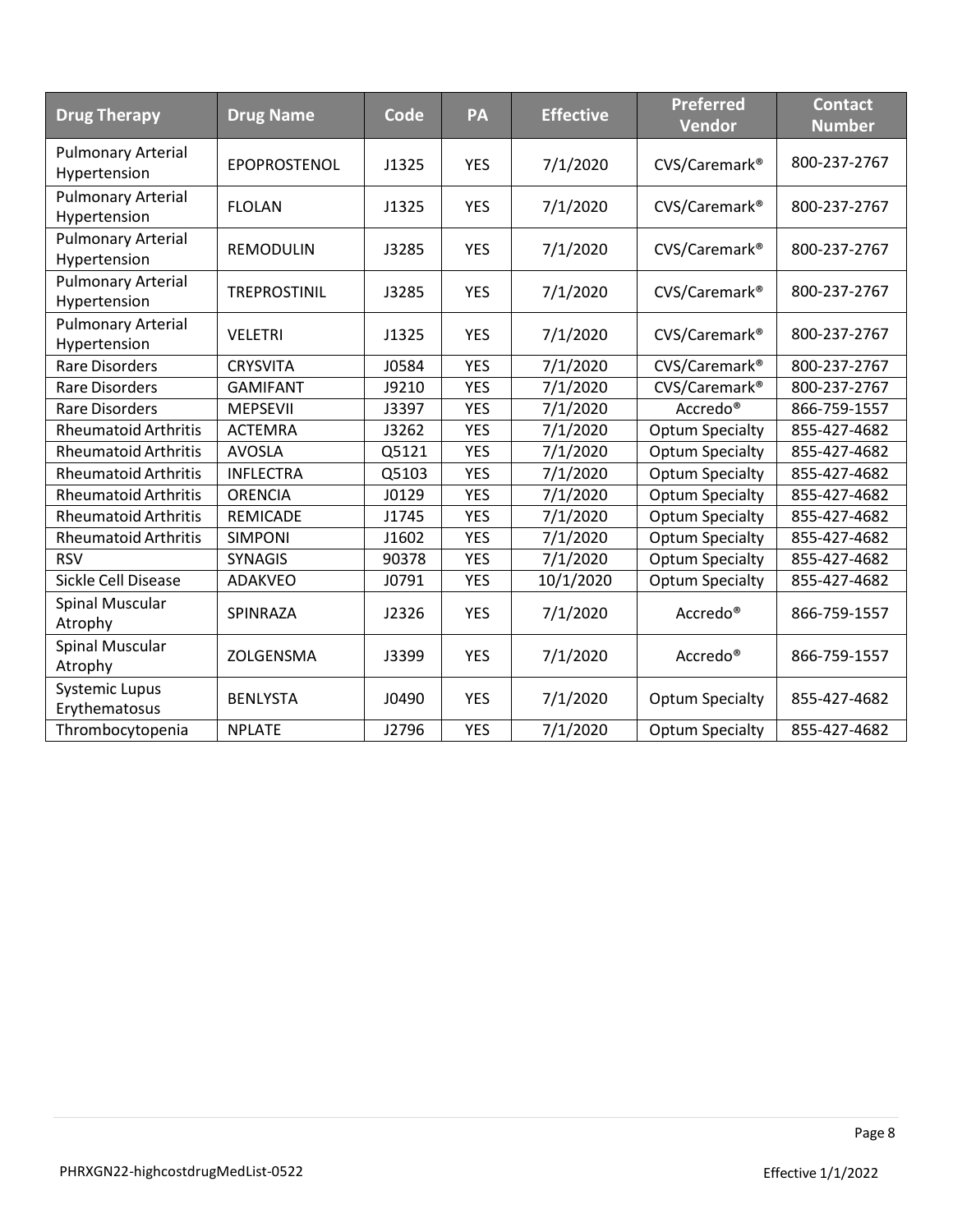| Drug Therapy | Drug Name | Code | PA | Effective | Preferred Vendor | Contact Number |
| --- | --- | --- | --- | --- | --- | --- |
| Pulmonary Arterial Hypertension | EPOPROSTENOL | J1325 | YES | 7/1/2020 | CVS/Caremark® | 800-237-2767 |
| Pulmonary Arterial Hypertension | FLOLAN | J1325 | YES | 7/1/2020 | CVS/Caremark® | 800-237-2767 |
| Pulmonary Arterial Hypertension | REMODULIN | J3285 | YES | 7/1/2020 | CVS/Caremark® | 800-237-2767 |
| Pulmonary Arterial Hypertension | TREPROSTINIL | J3285 | YES | 7/1/2020 | CVS/Caremark® | 800-237-2767 |
| Pulmonary Arterial Hypertension | VELETRI | J1325 | YES | 7/1/2020 | CVS/Caremark® | 800-237-2767 |
| Rare Disorders | CRYSVITA | J0584 | YES | 7/1/2020 | CVS/Caremark® | 800-237-2767 |
| Rare Disorders | GAMIFANT | J9210 | YES | 7/1/2020 | CVS/Caremark® | 800-237-2767 |
| Rare Disorders | MEPSEVII | J3397 | YES | 7/1/2020 | Accredo® | 866-759-1557 |
| Rheumatoid Arthritis | ACTEMRA | J3262 | YES | 7/1/2020 | Optum Specialty | 855-427-4682 |
| Rheumatoid Arthritis | AVOSLA | Q5121 | YES | 7/1/2020 | Optum Specialty | 855-427-4682 |
| Rheumatoid Arthritis | INFLECTRA | Q5103 | YES | 7/1/2020 | Optum Specialty | 855-427-4682 |
| Rheumatoid Arthritis | ORENCIA | J0129 | YES | 7/1/2020 | Optum Specialty | 855-427-4682 |
| Rheumatoid Arthritis | REMICADE | J1745 | YES | 7/1/2020 | Optum Specialty | 855-427-4682 |
| Rheumatoid Arthritis | SIMPONI | J1602 | YES | 7/1/2020 | Optum Specialty | 855-427-4682 |
| RSV | SYNAGIS | 90378 | YES | 7/1/2020 | Optum Specialty | 855-427-4682 |
| Sickle Cell Disease | ADAKVEO | J0791 | YES | 10/1/2020 | Optum Specialty | 855-427-4682 |
| Spinal Muscular Atrophy | SPINRAZA | J2326 | YES | 7/1/2020 | Accredo® | 866-759-1557 |
| Spinal Muscular Atrophy | ZOLGENSMA | J3399 | YES | 7/1/2020 | Accredo® | 866-759-1557 |
| Systemic Lupus Erythematosus | BENLYSTA | J0490 | YES | 7/1/2020 | Optum Specialty | 855-427-4682 |
| Thrombocytopenia | NPLATE | J2796 | YES | 7/1/2020 | Optum Specialty | 855-427-4682 |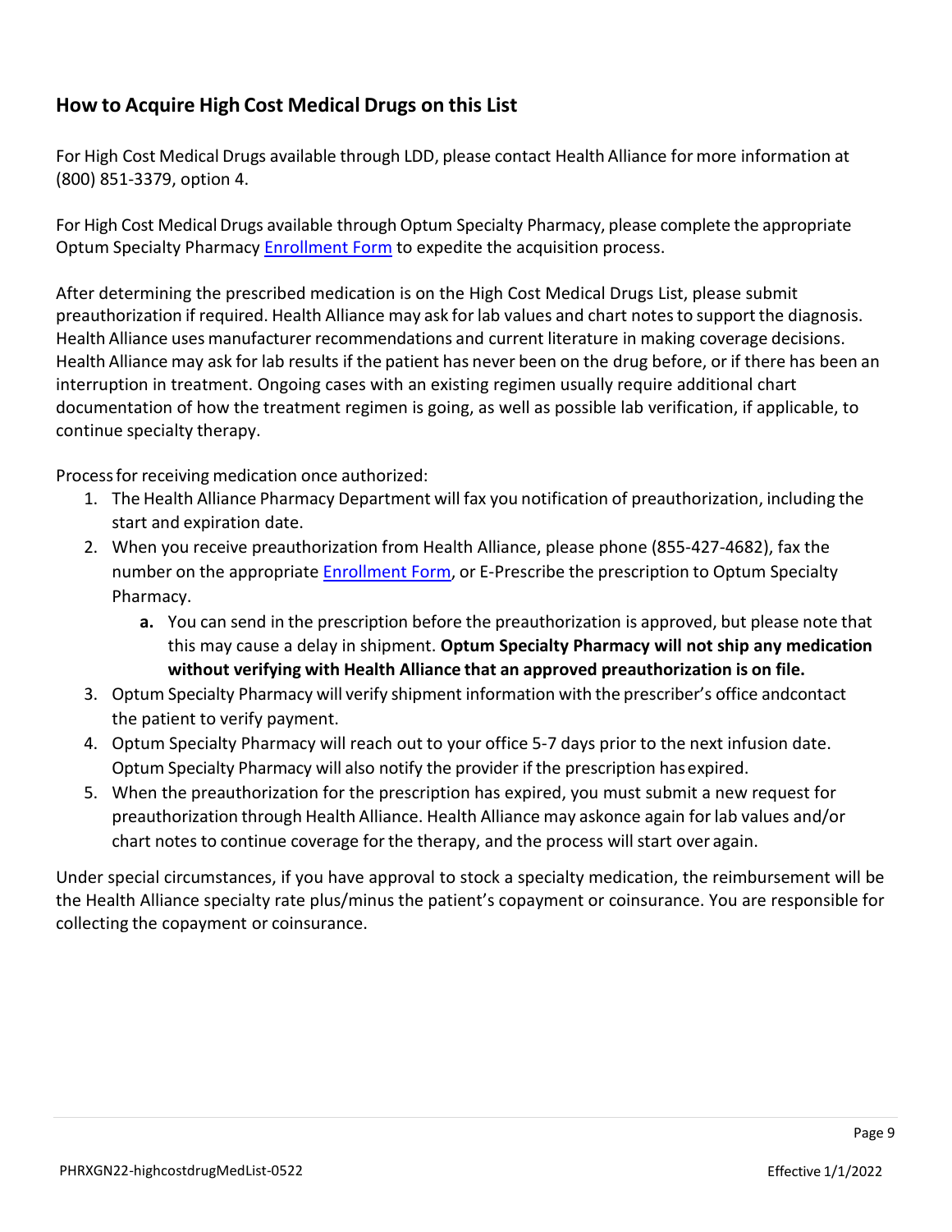## How to Acquire High Cost Medical Drugs on this List

For High Cost Medical Drugs available through LDD, please contact Health Alliance for more information at (800) 851-3379, option 4.

For High Cost Medical Drugs available through Optum Specialty Pharmacy, please complete the appropriate Optum Specialty Pharmacy Enrollment Form to expedite the acquisition process.

After determining the prescribed medication is on the High Cost Medical Drugs List, please submit preauthorization if required. Health Alliance may ask for lab values and chart notes to support the diagnosis. Health Alliance uses manufacturer recommendations and current literature in making coverage decisions. Health Alliance may ask for lab results if the patient has never been on the drug before, or if there has been an interruption in treatment. Ongoing cases with an existing regimen usually require additional chart documentation of how the treatment regimen is going, as well as possible lab verification, if applicable, to continue specialty therapy.

Process for receiving medication once authorized:

1. The Health Alliance Pharmacy Department will fax you notification of preauthorization, including the start and expiration date.
2. When you receive preauthorization from Health Alliance, please phone (855-427-4682), fax the number on the appropriate Enrollment Form, or E-Prescribe the prescription to Optum Specialty Pharmacy.
   - **a.** You can send in the prescription before the preauthorization is approved, but please note that this may cause a delay in shipment. **Optum Specialty Pharmacy will not ship any medication without verifying with Health Alliance that an approved preauthorization is on file.**
3. Optum Specialty Pharmacy will verify shipment information with the prescriber's office andcontact the patient to verify payment.
4. Optum Specialty Pharmacy will reach out to your office 5-7 days prior to the next infusion date. Optum Specialty Pharmacy will also notify the provider if the prescription hasexpired.
5. When the preauthorization for the prescription has expired, you must submit a new request for preauthorization through Health Alliance. Health Alliance may askonce again for lab values and/or chart notes to continue coverage for the therapy, and the process will start over again.

Under special circumstances, if you have approval to stock a specialty medication, the reimbursement will be the Health Alliance specialty rate plus/minus the patient's copayment or coinsurance. You are responsible for collecting the copayment or coinsurance.